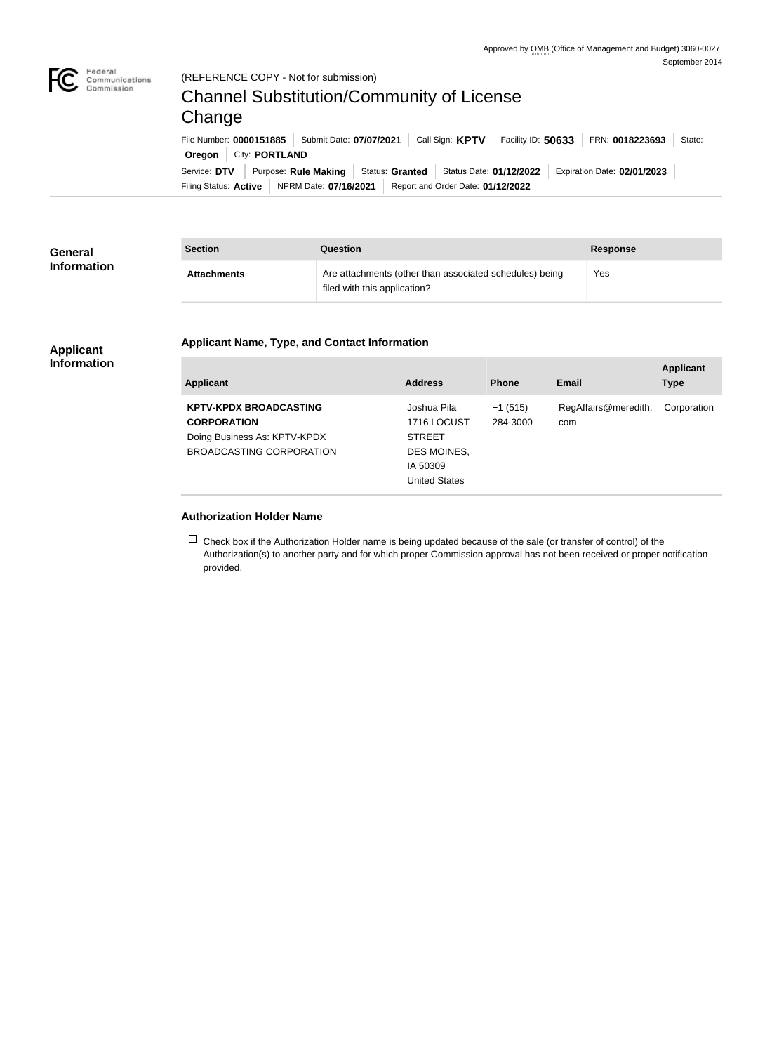Approved by OMB (Office of Management and Budget) 3060-0027
September 2014

(REFERENCE COPY - Not for submission)

# Channel Substitution/Community of License Change

File Number: **0000151885** | Submit Date: **07/07/2021** | Call Sign: **KPTV** | Facility ID: **50633** | FRN: **0018223693** | State: **Oregon** | City: **PORTLAND**

Service: **DTV** | Purpose: **Rule Making** | Status: **Granted** | Status Date: **01/12/2022** | Expiration Date: **02/01/2023**

Filing Status: **Active** | NPRM Date: **07/16/2021** | Report and Order Date: **01/12/2022**

## General Information

| Section | Question | Response |
| --- | --- | --- |
| **Attachments** | Are attachments (other than associated schedules) being filed with this application? | Yes |

## Applicant Information

### Applicant Name, Type, and Contact Information

| Applicant | Address | Phone | Email | Applicant Type |
| --- | --- | --- | --- | --- |
| **KPTV-KPDX BROADCASTING CORPORATION** Doing Business As: KPTV-KPDX BROADCASTING CORPORATION | Joshua Pila 1716 LOCUST STREET DES MOINES, IA 50309 United States | +1 (515) 284-3000 | RegAffairs@meredith.com | Corporation |

### Authorization Holder Name

☐ Check box if the Authorization Holder name is being updated because of the sale (or transfer of control) of the Authorization(s) to another party and for which proper Commission approval has not been received or proper notification provided.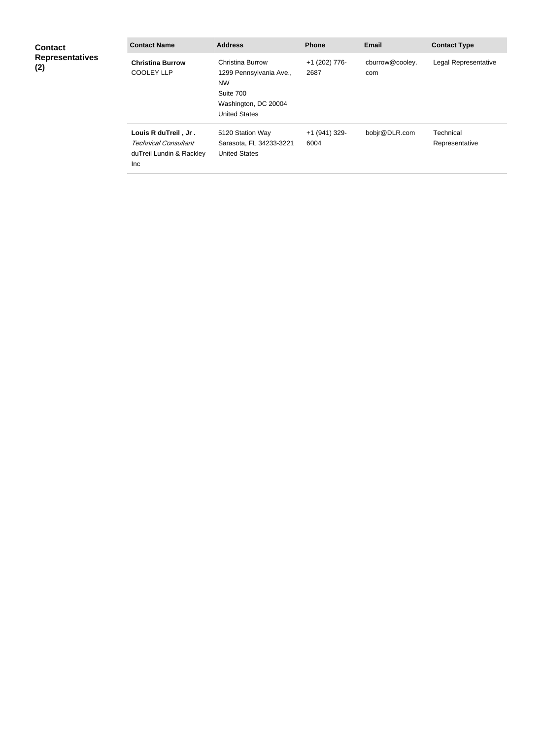**Contact Representatives (2)**

| Contact Name | Address | Phone | Email | Contact Type |
| --- | --- | --- | --- | --- |
| **Christina Burrow** COOLEY LLP | Christina Burrow 1299 Pennsylvania Ave., NW Suite 700 Washington, DC 20004 United States | +1 (202) 776-2687 | cburrow@cooley.com | Legal Representative |
| **Louis R duTreil , Jr .** *Technical Consultant* duTreil Lundin & Rackley Inc | 5120 Station Way Sarasota, FL 34233-3221 United States | +1 (941) 329-6004 | bobjr@DLR.com | Technical Representative |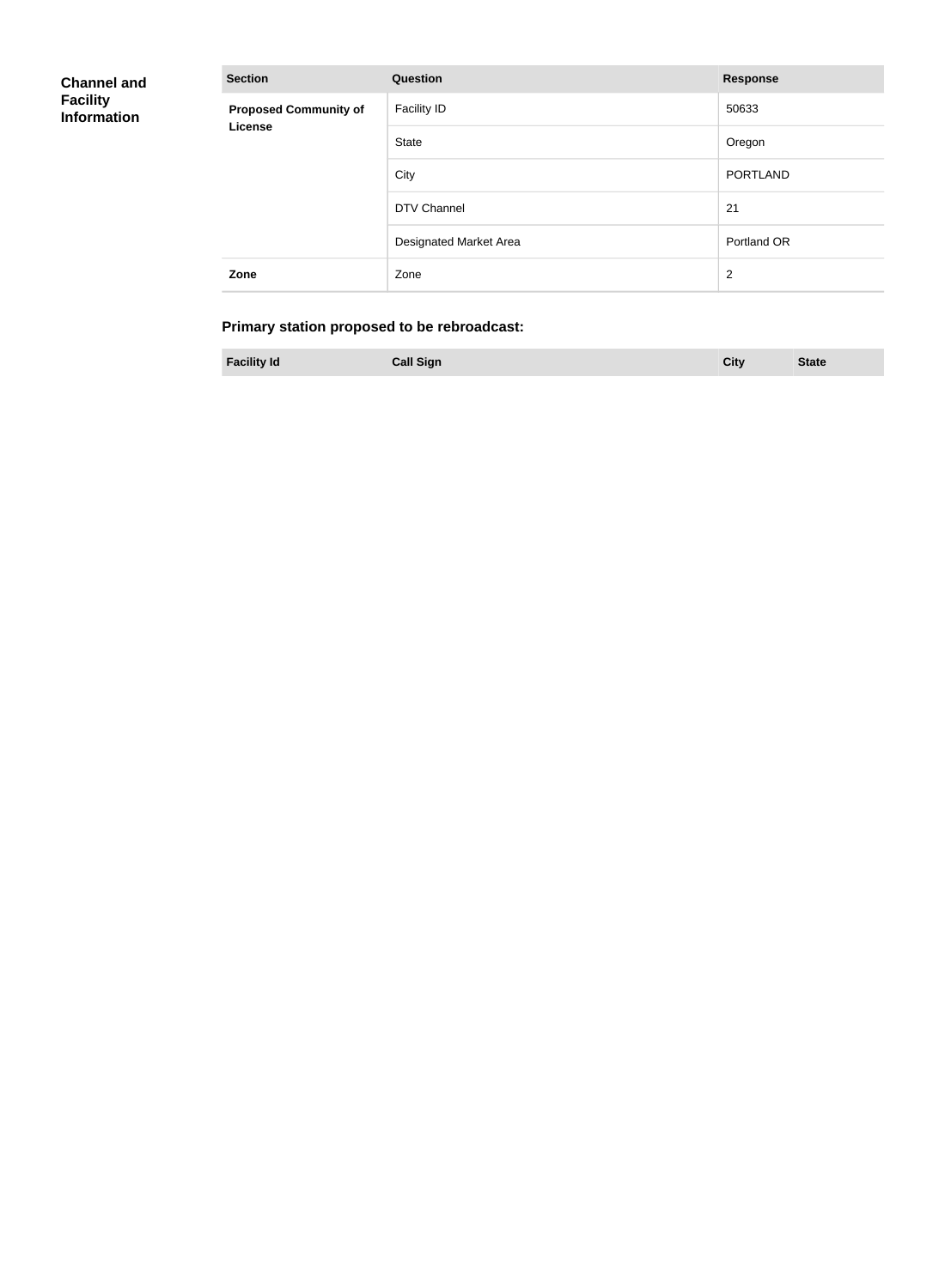## Channel and Facility Information

| Section | Question | Response |
| --- | --- | --- |
| **Proposed Community of License** | Facility ID | 50633 |
| | State | Oregon |
| | City | PORTLAND |
| | DTV Channel | 21 |
| | Designated Market Area | Portland OR |
| **Zone** | Zone | 2 |

### Primary station proposed to be rebroadcast:

| Facility Id | Call Sign | City | State |
| --- | --- | --- | --- |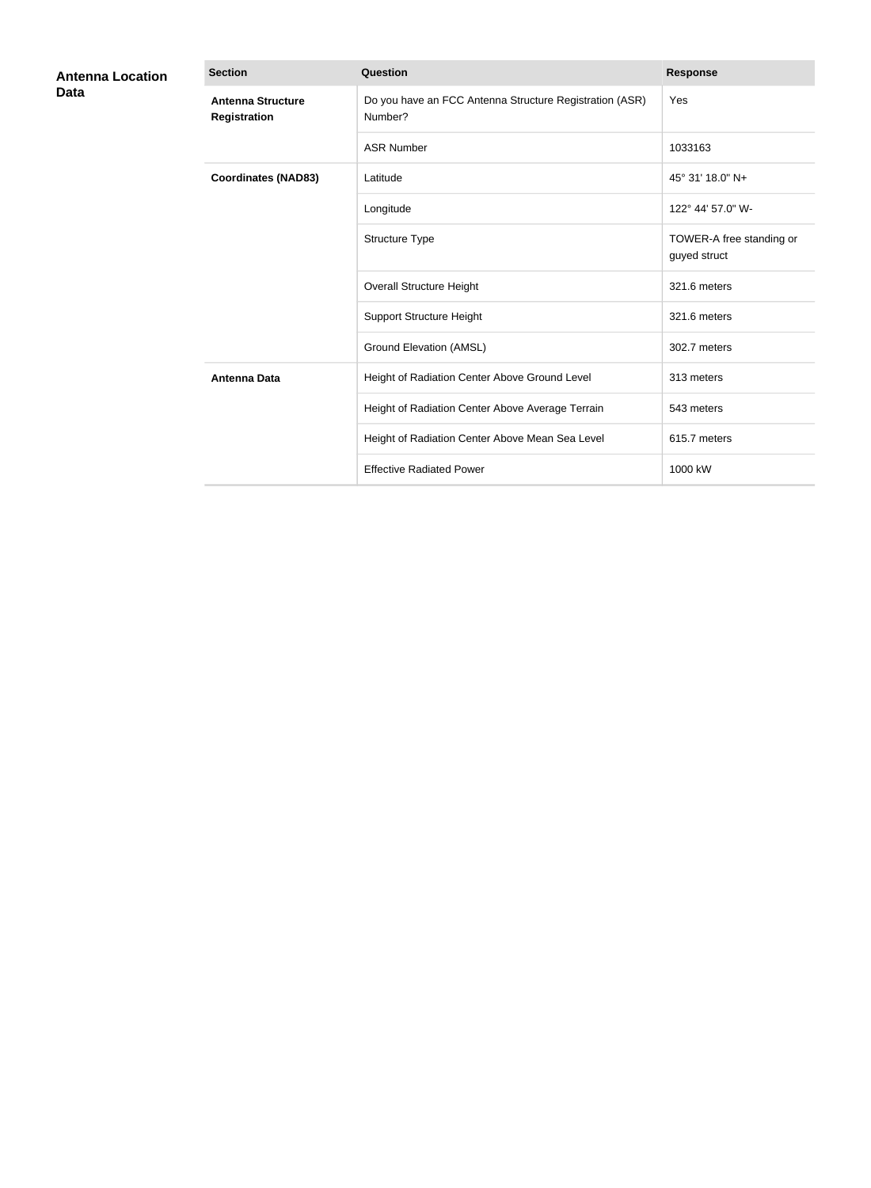## Antenna Location Data

| Section | Question | Response |
| --- | --- | --- |
| **Antenna Structure Registration** | Do you have an FCC Antenna Structure Registration (ASR) Number? | Yes |
| | ASR Number | 1033163 |
| **Coordinates (NAD83)** | Latitude | 45° 31' 18.0" N+ |
| | Longitude | 122° 44' 57.0" W- |
| | Structure Type | TOWER-A free standing or guyed struct |
| | Overall Structure Height | 321.6 meters |
| | Support Structure Height | 321.6 meters |
| | Ground Elevation (AMSL) | 302.7 meters |
| **Antenna Data** | Height of Radiation Center Above Ground Level | 313 meters |
| | Height of Radiation Center Above Average Terrain | 543 meters |
| | Height of Radiation Center Above Mean Sea Level | 615.7 meters |
| | Effective Radiated Power | 1000 kW |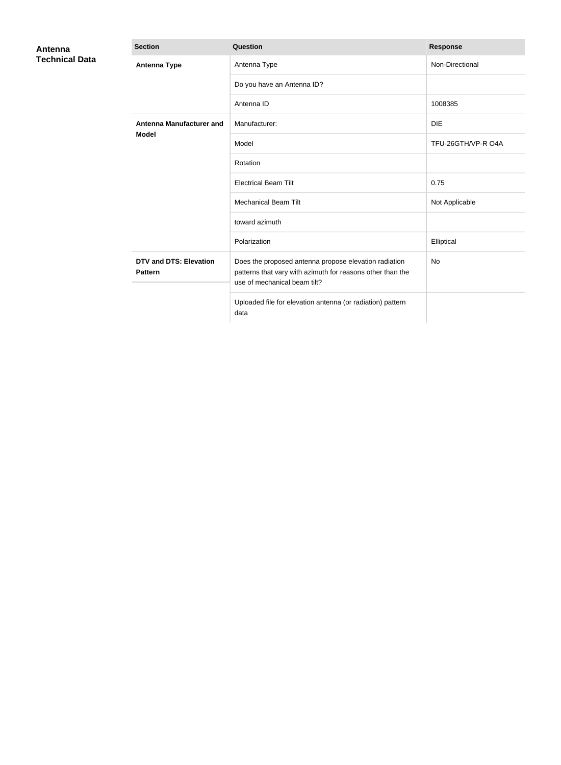## Antenna Technical Data

| Section | Question | Response |
|---|---|---|
| **Antenna Type** | Antenna Type | Non-Directional |
| | Do you have an Antenna ID? | |
| | Antenna ID | 1008385 |
| **Antenna Manufacturer and Model** | Manufacturer: | DIE |
| | Model | TFU-26GTH/VP-R O4A |
| | Rotation | |
| | Electrical Beam Tilt | 0.75 |
| | Mechanical Beam Tilt | Not Applicable |
| | toward azimuth | |
| | Polarization | Elliptical |
| **DTV and DTS: Elevation Pattern** | Does the proposed antenna propose elevation radiation patterns that vary with azimuth for reasons other than the use of mechanical beam tilt? | No |
| | Uploaded file for elevation antenna (or radiation) pattern data | |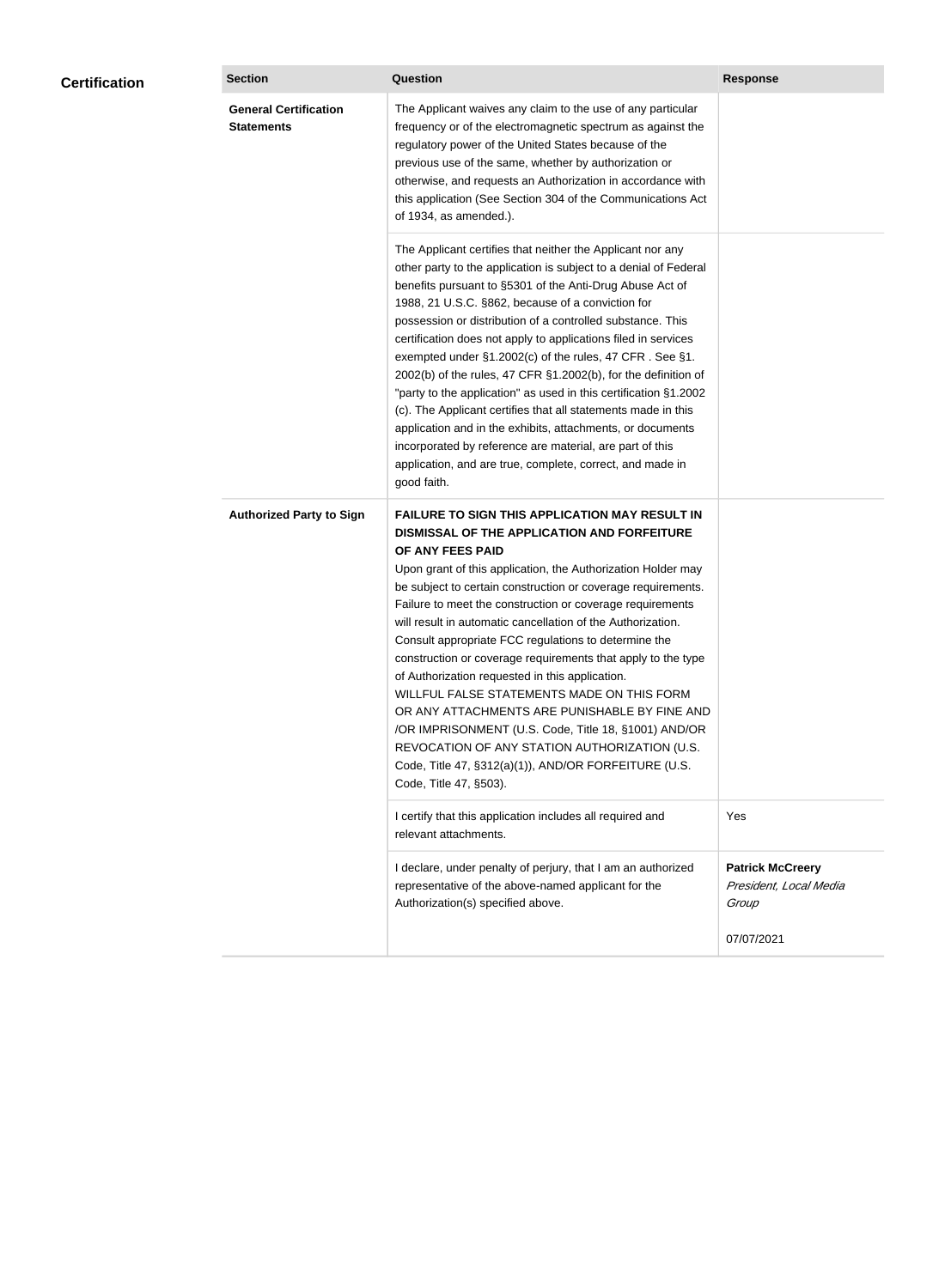## Certification

| Section | Question | Response |
|---|---|---|
| **General Certification Statements** | The Applicant waives any claim to the use of any particular frequency or of the electromagnetic spectrum as against the regulatory power of the United States because of the previous use of the same, whether by authorization or otherwise, and requests an Authorization in accordance with this application (See Section 304 of the Communications Act of 1934, as amended.). | |
| | The Applicant certifies that neither the Applicant nor any other party to the application is subject to a denial of Federal benefits pursuant to §5301 of the Anti-Drug Abuse Act of 1988, 21 U.S.C. §862, because of a conviction for possession or distribution of a controlled substance. This certification does not apply to applications filed in services exempted under §1.2002(c) of the rules, 47 CFR . See §1.2002(b) of the rules, 47 CFR §1.2002(b), for the definition of "party to the application" as used in this certification §1.2002(c). The Applicant certifies that all statements made in this application and in the exhibits, attachments, or documents incorporated by reference are material, are part of this application, and are true, complete, correct, and made in good faith. | |
| **Authorized Party to Sign** | **FAILURE TO SIGN THIS APPLICATION MAY RESULT IN DISMISSAL OF THE APPLICATION AND FORFEITURE OF ANY FEES PAID** Upon grant of this application, the Authorization Holder may be subject to certain construction or coverage requirements. Failure to meet the construction or coverage requirements will result in automatic cancellation of the Authorization. Consult appropriate FCC regulations to determine the construction or coverage requirements that apply to the type of Authorization requested in this application. WILLFUL FALSE STATEMENTS MADE ON THIS FORM OR ANY ATTACHMENTS ARE PUNISHABLE BY FINE AND /OR IMPRISONMENT (U.S. Code, Title 18, §1001) AND/OR REVOCATION OF ANY STATION AUTHORIZATION (U.S. Code, Title 47, §312(a)(1)), AND/OR FORFEITURE (U.S. Code, Title 47, §503). | |
| | I certify that this application includes all required and relevant attachments. | Yes |
| | I declare, under penalty of perjury, that I am an authorized representative of the above-named applicant for the Authorization(s) specified above. | **Patrick McCreery** *President, Local Media Group* 07/07/2021 |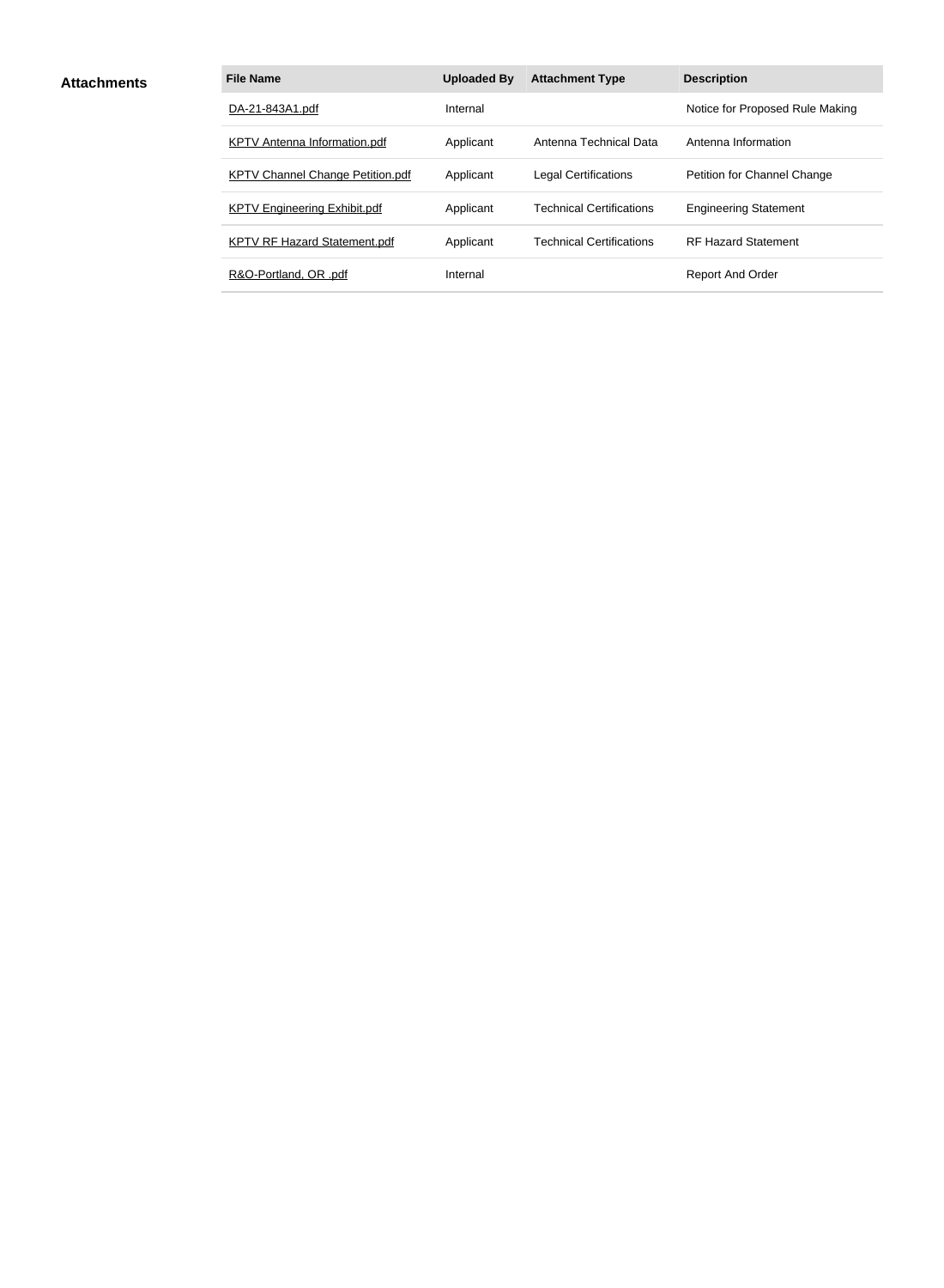**Attachments**

| File Name | Uploaded By | Attachment Type | Description |
| --- | --- | --- | --- |
| DA-21-843A1.pdf | Internal | | Notice for Proposed Rule Making |
| KPTV Antenna Information.pdf | Applicant | Antenna Technical Data | Antenna Information |
| KPTV Channel Change Petition.pdf | Applicant | Legal Certifications | Petition for Channel Change |
| KPTV Engineering Exhibit.pdf | Applicant | Technical Certifications | Engineering Statement |
| KPTV RF Hazard Statement.pdf | Applicant | Technical Certifications | RF Hazard Statement |
| R&O-Portland, OR .pdf | Internal | | Report And Order |